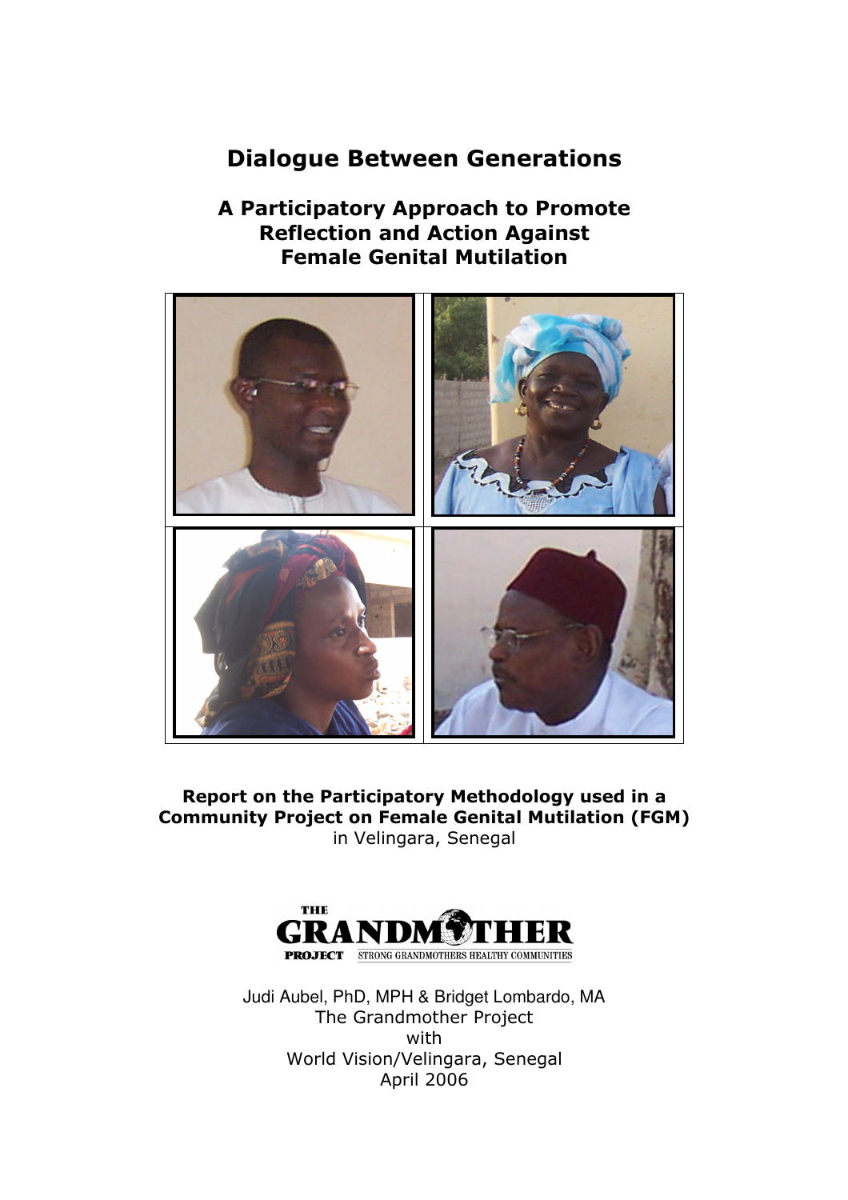# Dialogue Between Generations

## A Participatory Approach to Promote Reflection and Action Against Female Genital Mutilation

**Report on the Participatory Methodology used in a Community Project on Female Genital Mutilation (FGM)**
in Velingara, Senegal

THE GRANDMOTHER PROJECT
STRONG GRANDMOTHERS HEALTHY COMMUNITIES

Judi Aubel, PhD, MPH & Bridget Lombardo, MA
The Grandmother Project
with
World Vision/Velingara, Senegal
April 2006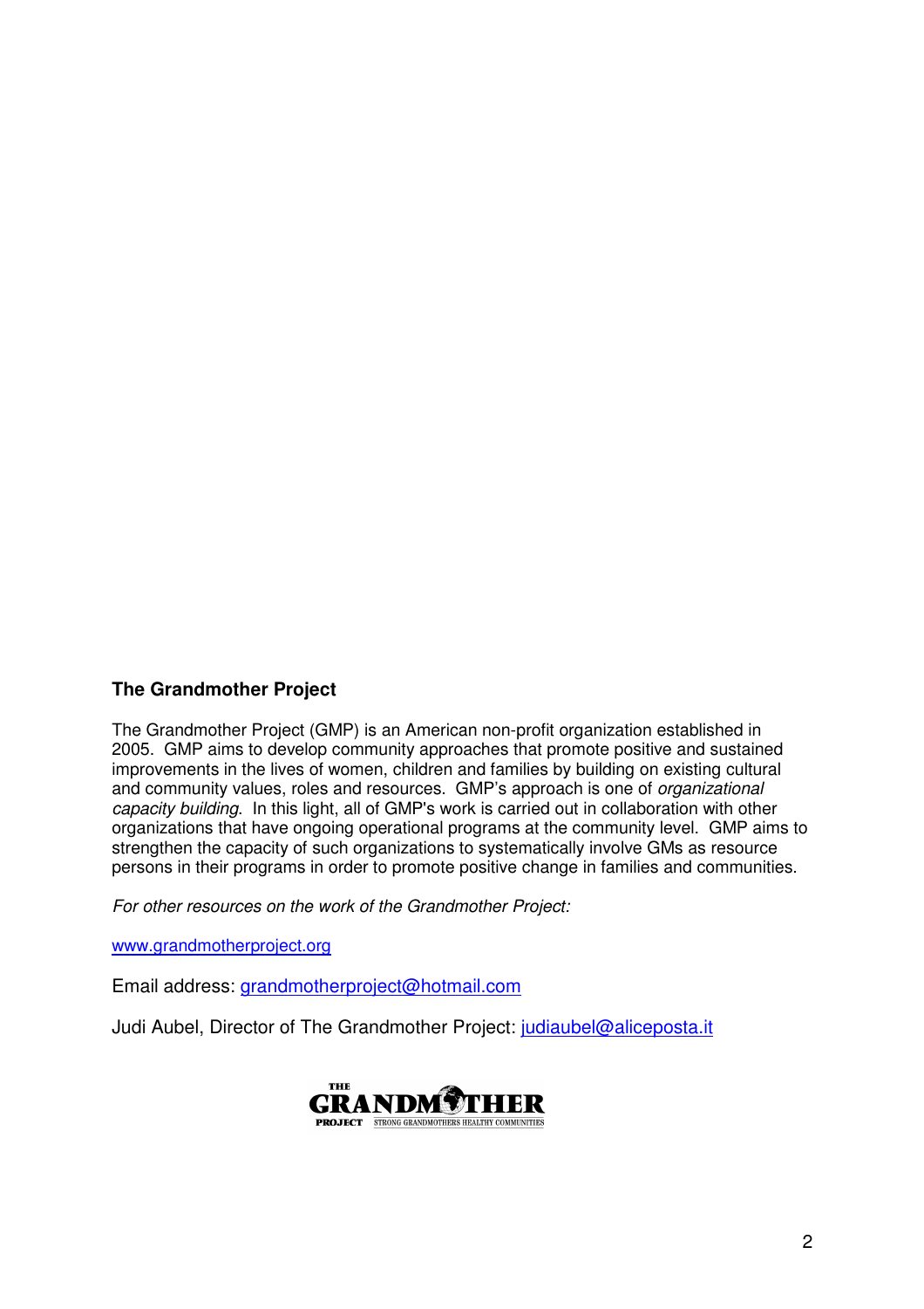## The Grandmother Project

The Grandmother Project (GMP) is an American non-profit organization established in 2005. GMP aims to develop community approaches that promote positive and sustained improvements in the lives of women, children and families by building on existing cultural and community values, roles and resources. GMP's approach is one of *organizational capacity building*. In this light, all of GMP's work is carried out in collaboration with other organizations that have ongoing operational programs at the community level. GMP aims to strengthen the capacity of such organizations to systematically involve GMs as resource persons in their programs in order to promote positive change in families and communities.

*For other resources on the work of the Grandmother Project:*

www.grandmotherproject.org

Email address: grandmotherproject@hotmail.com

Judi Aubel, Director of The Grandmother Project: judiaubel@aliceposta.it

THE GRANDMOTHER PROJECT — STRONG GRANDMOTHERS HEALTHY COMMUNITIES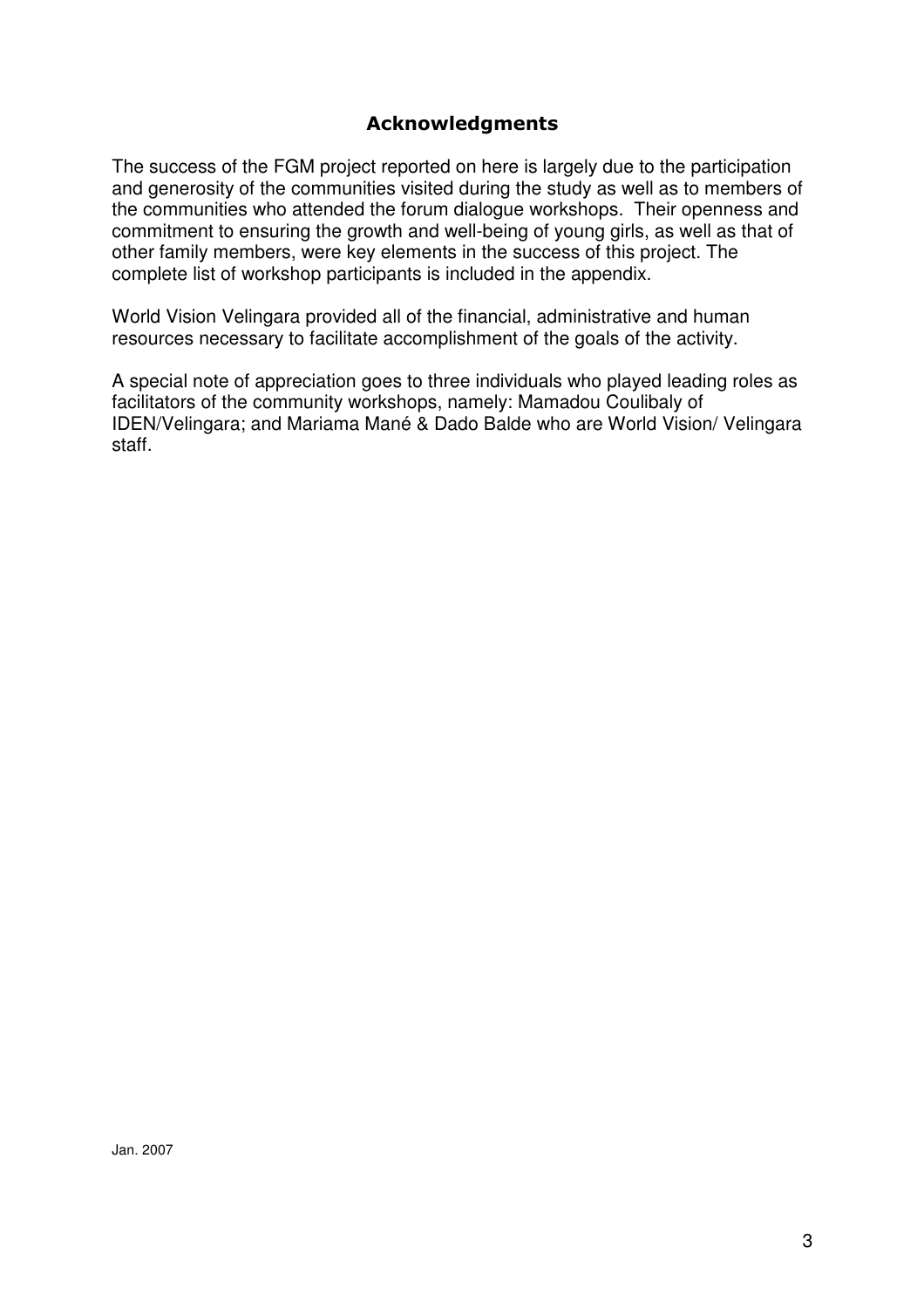## Acknowledgments

The success of the FGM project reported on here is largely due to the participation and generosity of the communities visited during the study as well as to members of the communities who attended the forum dialogue workshops. Their openness and commitment to ensuring the growth and well-being of young girls, as well as that of other family members, were key elements in the success of this project. The complete list of workshop participants is included in the appendix.

World Vision Velingara provided all of the financial, administrative and human resources necessary to facilitate accomplishment of the goals of the activity.

A special note of appreciation goes to three individuals who played leading roles as facilitators of the community workshops, namely: Mamadou Coulibaly of IDEN/Velingara; and Mariama Mané & Dado Balde who are World Vision/ Velingara staff.

Jan. 2007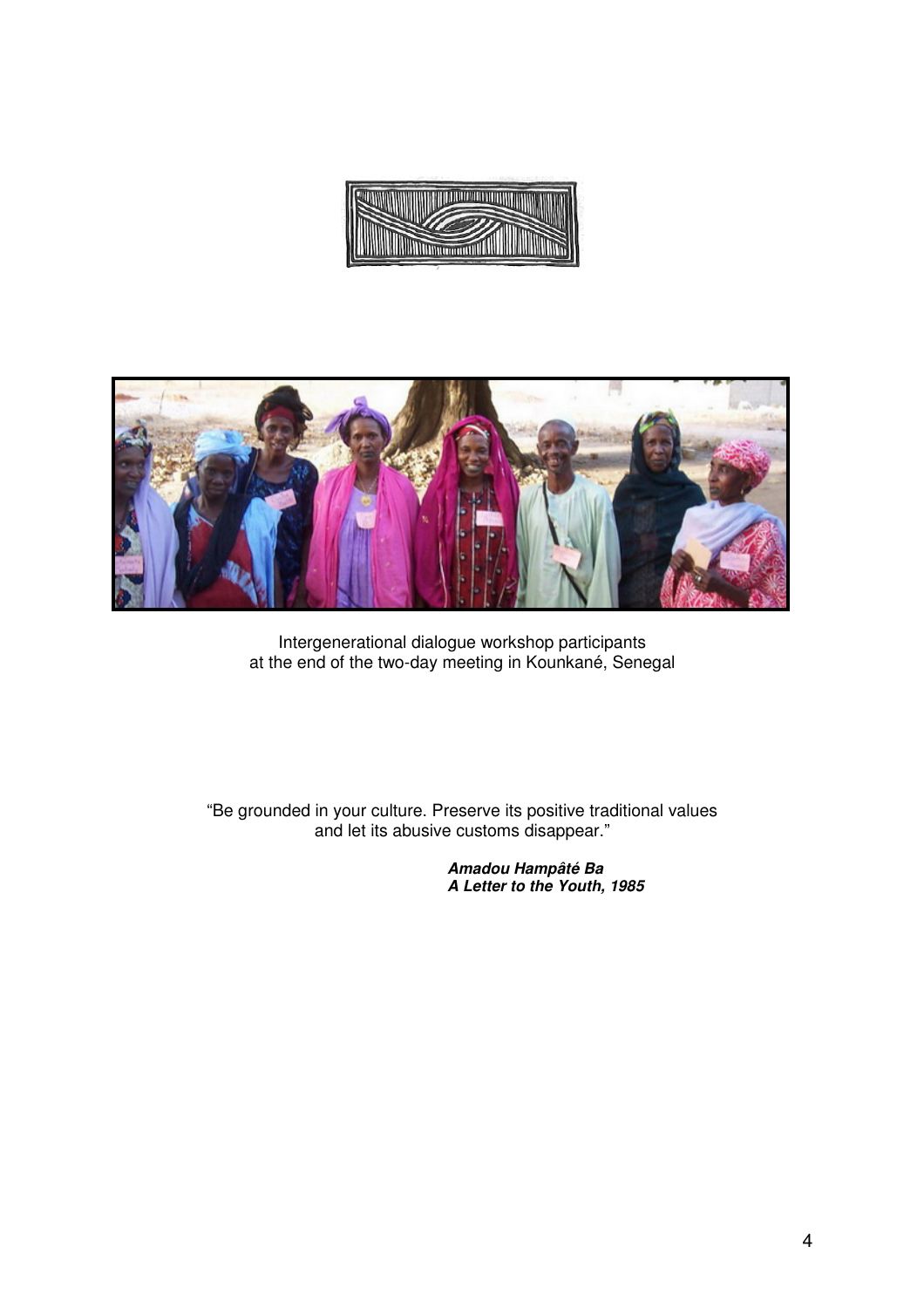Intergenerational dialogue workshop participants
at the end of the two-day meeting in Kounkané, Senegal

"Be grounded in your culture. Preserve its positive traditional values and let its abusive customs disappear."

***Amadou Hampâté Ba***
***A Letter to the Youth, 1985***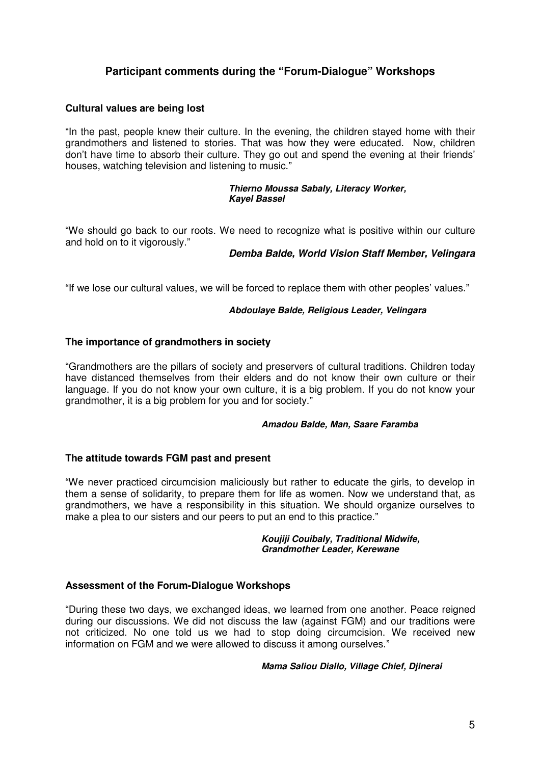## Participant comments during the "Forum-Dialogue" Workshops

### Cultural values are being lost

"In the past, people knew their culture. In the evening, the children stayed home with their grandmothers and listened to stories. That was how they were educated. Now, children don't have time to absorb their culture. They go out and spend the evening at their friends' houses, watching television and listening to music."

***Thierno Moussa Sabaly, Literacy Worker, Kayel Bassel***

"We should go back to our roots. We need to recognize what is positive within our culture and hold on to it vigorously."

***Demba Balde, World Vision Staff Member, Velingara***

"If we lose our cultural values, we will be forced to replace them with other peoples' values."

***Abdoulaye Balde, Religious Leader, Velingara***

### The importance of grandmothers in society

"Grandmothers are the pillars of society and preservers of cultural traditions. Children today have distanced themselves from their elders and do not know their own culture or their language. If you do not know your own culture, it is a big problem. If you do not know your grandmother, it is a big problem for you and for society."

***Amadou Balde, Man, Saare Faramba***

### The attitude towards FGM past and present

"We never practiced circumcision maliciously but rather to educate the girls, to develop in them a sense of solidarity, to prepare them for life as women. Now we understand that, as grandmothers, we have a responsibility in this situation. We should organize ourselves to make a plea to our sisters and our peers to put an end to this practice."

***Koujiji Couibaly, Traditional Midwife, Grandmother Leader, Kerewane***

### Assessment of the Forum-Dialogue Workshops

"During these two days, we exchanged ideas, we learned from one another. Peace reigned during our discussions. We did not discuss the law (against FGM) and our traditions were not criticized. No one told us we had to stop doing circumcision. We received new information on FGM and we were allowed to discuss it among ourselves."

***Mama Saliou Diallo, Village Chief, Djinerai***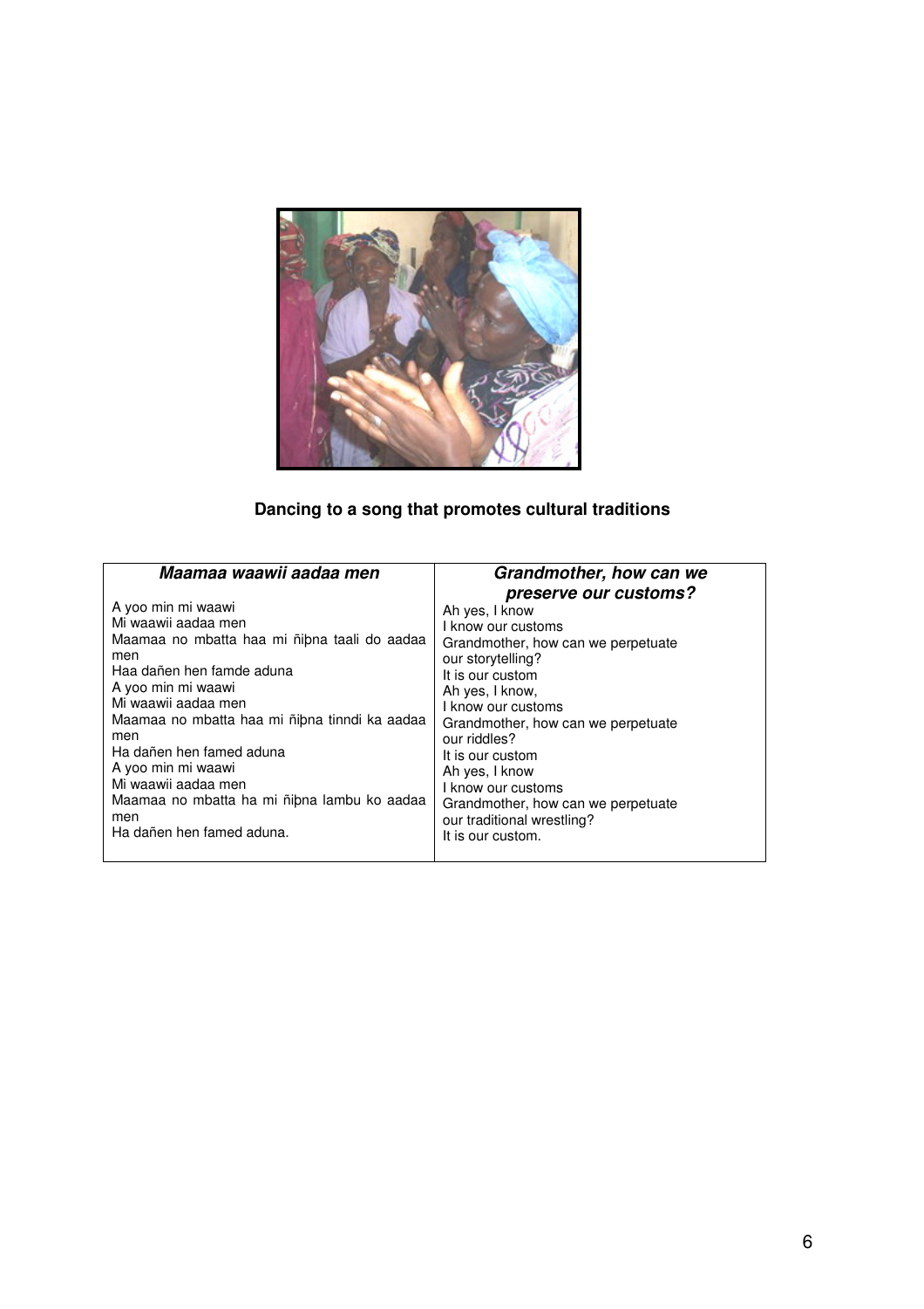**Dancing to a song that promotes cultural traditions**

| *Maamaa waawii aadaa men* | *Grandmother, how can we preserve our customs?* |
|---|---|
| A yoo min mi waawi<br>Mi waawii aadaa men<br>Maamaa no mbatta haa mi ñiþna taali do aadaa men<br>Haa dañen hen famde aduna<br>A yoo min mi waawi<br>Mi waawii aadaa men<br>Maamaa no mbatta haa mi ñiþna tinndi ka aadaa men<br>Ha dañen hen famed aduna<br>A yoo min mi waawi<br>Mi waawii aadaa men<br>Maamaa no mbatta ha mi ñiþna lambu ko aadaa men<br>Ha dañen hen famed aduna. | Ah yes, I know<br>I know our customs<br>Grandmother, how can we perpetuate our storytelling?<br>It is our custom<br>Ah yes, I know,<br>I know our customs<br>Grandmother, how can we perpetuate our riddles?<br>It is our custom<br>Ah yes, I know<br>I know our customs<br>Grandmother, how can we perpetuate our traditional wrestling?<br>It is our custom. |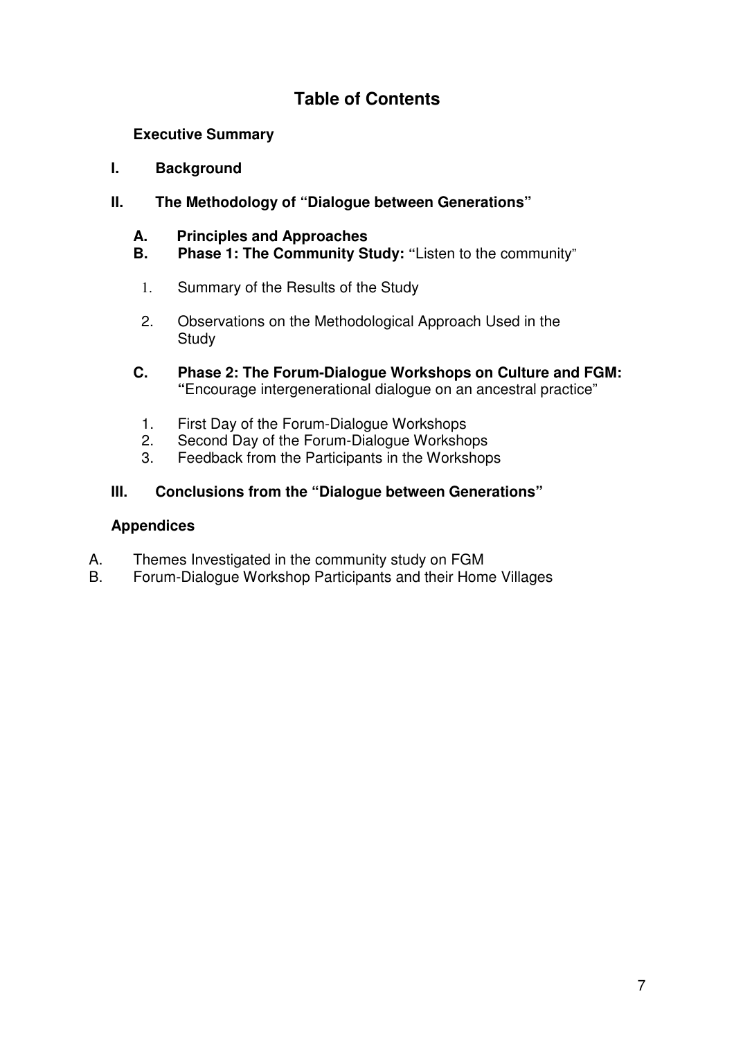# Table of Contents

**Executive Summary**

**I. Background**

**II. The Methodology of "Dialogue between Generations"**

**A. Principles and Approaches**

**B. Phase 1: The Community Study:** "Listen to the community"

1. Summary of the Results of the Study
2. Observations on the Methodological Approach Used in the Study

**C. Phase 2: The Forum-Dialogue Workshops on Culture and FGM:** "Encourage intergenerational dialogue on an ancestral practice"

1. First Day of the Forum-Dialogue Workshops
2. Second Day of the Forum-Dialogue Workshops
3. Feedback from the Participants in the Workshops

**III. Conclusions from the "Dialogue between Generations"**

**Appendices**

A. Themes Investigated in the community study on FGM

B. Forum-Dialogue Workshop Participants and their Home Villages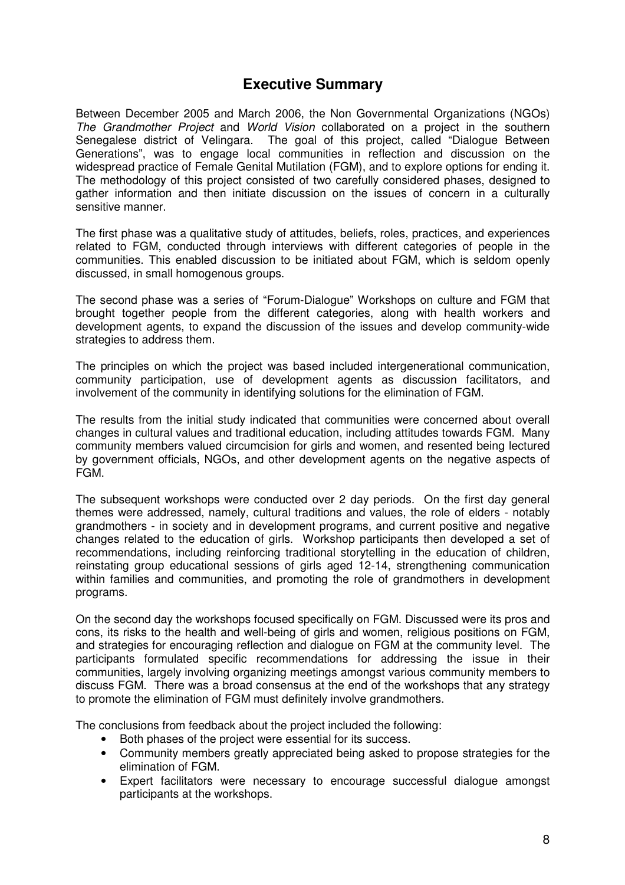## Executive Summary

Between December 2005 and March 2006, the Non Governmental Organizations (NGOs) *The Grandmother Project* and *World Vision* collaborated on a project in the southern Senegalese district of Velingara. The goal of this project, called "Dialogue Between Generations", was to engage local communities in reflection and discussion on the widespread practice of Female Genital Mutilation (FGM), and to explore options for ending it. The methodology of this project consisted of two carefully considered phases, designed to gather information and then initiate discussion on the issues of concern in a culturally sensitive manner.

The first phase was a qualitative study of attitudes, beliefs, roles, practices, and experiences related to FGM, conducted through interviews with different categories of people in the communities. This enabled discussion to be initiated about FGM, which is seldom openly discussed, in small homogenous groups.

The second phase was a series of "Forum-Dialogue" Workshops on culture and FGM that brought together people from the different categories, along with health workers and development agents, to expand the discussion of the issues and develop community-wide strategies to address them.

The principles on which the project was based included intergenerational communication, community participation, use of development agents as discussion facilitators, and involvement of the community in identifying solutions for the elimination of FGM.

The results from the initial study indicated that communities were concerned about overall changes in cultural values and traditional education, including attitudes towards FGM. Many community members valued circumcision for girls and women, and resented being lectured by government officials, NGOs, and other development agents on the negative aspects of FGM.

The subsequent workshops were conducted over 2 day periods. On the first day general themes were addressed, namely, cultural traditions and values, the role of elders - notably grandmothers - in society and in development programs, and current positive and negative changes related to the education of girls. Workshop participants then developed a set of recommendations, including reinforcing traditional storytelling in the education of children, reinstating group educational sessions of girls aged 12-14, strengthening communication within families and communities, and promoting the role of grandmothers in development programs.

On the second day the workshops focused specifically on FGM. Discussed were its pros and cons, its risks to the health and well-being of girls and women, religious positions on FGM, and strategies for encouraging reflection and dialogue on FGM at the community level. The participants formulated specific recommendations for addressing the issue in their communities, largely involving organizing meetings amongst various community members to discuss FGM. There was a broad consensus at the end of the workshops that any strategy to promote the elimination of FGM must definitely involve grandmothers.

The conclusions from feedback about the project included the following:

- Both phases of the project were essential for its success.
- Community members greatly appreciated being asked to propose strategies for the elimination of FGM.
- Expert facilitators were necessary to encourage successful dialogue amongst participants at the workshops.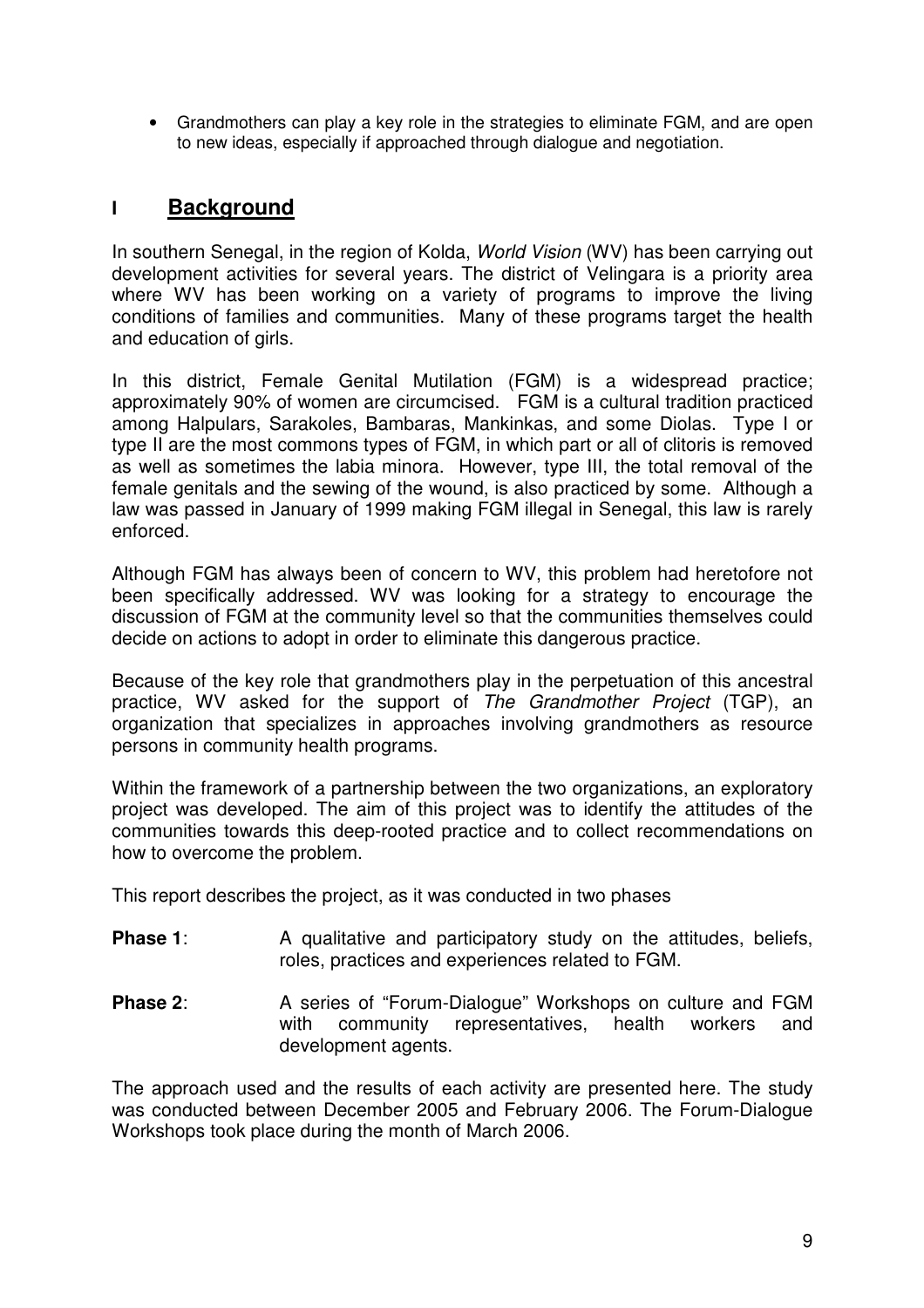- Grandmothers can play a key role in the strategies to eliminate FGM, and are open to new ideas, especially if approached through dialogue and negotiation.

# I Background

In southern Senegal, in the region of Kolda, *World Vision* (WV) has been carrying out development activities for several years. The district of Velingara is a priority area where WV has been working on a variety of programs to improve the living conditions of families and communities. Many of these programs target the health and education of girls.

In this district, Female Genital Mutilation (FGM) is a widespread practice; approximately 90% of women are circumcised. FGM is a cultural tradition practiced among Halpulars, Sarakoles, Bambaras, Mankinkas, and some Diolas. Type I or type II are the most commons types of FGM, in which part or all of clitoris is removed as well as sometimes the labia minora. However, type III, the total removal of the female genitals and the sewing of the wound, is also practiced by some. Although a law was passed in January of 1999 making FGM illegal in Senegal, this law is rarely enforced.

Although FGM has always been of concern to WV, this problem had heretofore not been specifically addressed. WV was looking for a strategy to encourage the discussion of FGM at the community level so that the communities themselves could decide on actions to adopt in order to eliminate this dangerous practice.

Because of the key role that grandmothers play in the perpetuation of this ancestral practice, WV asked for the support of *The Grandmother Project* (TGP), an organization that specializes in approaches involving grandmothers as resource persons in community health programs.

Within the framework of a partnership between the two organizations, an exploratory project was developed. The aim of this project was to identify the attitudes of the communities towards this deep-rooted practice and to collect recommendations on how to overcome the problem.

This report describes the project, as it was conducted in two phases

**Phase 1**: A qualitative and participatory study on the attitudes, beliefs, roles, practices and experiences related to FGM.

**Phase 2**: A series of "Forum-Dialogue" Workshops on culture and FGM with community representatives, health workers and development agents.

The approach used and the results of each activity are presented here. The study was conducted between December 2005 and February 2006. The Forum-Dialogue Workshops took place during the month of March 2006.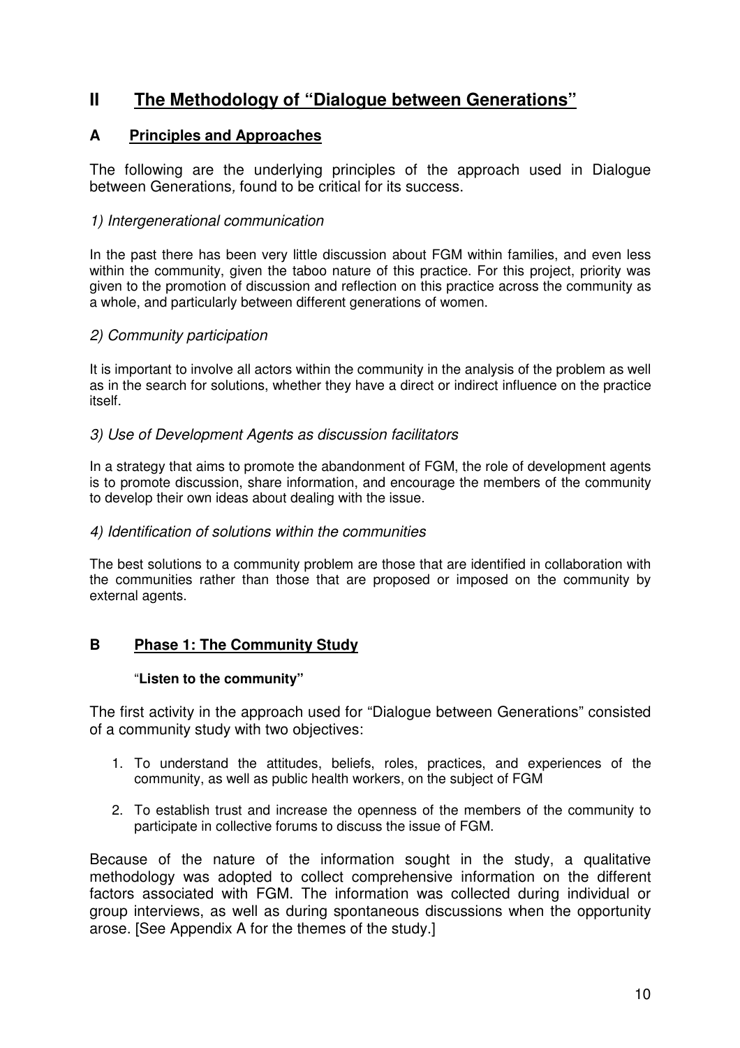# II The Methodology of "Dialogue between Generations"

## A Principles and Approaches

The following are the underlying principles of the approach used in Dialogue between Generations*,* found to be critical for its success.

### *1) Intergenerational communication*

In the past there has been very little discussion about FGM within families, and even less within the community, given the taboo nature of this practice. For this project, priority was given to the promotion of discussion and reflection on this practice across the community as a whole, and particularly between different generations of women.

### *2) Community participation*

It is important to involve all actors within the community in the analysis of the problem as well as in the search for solutions, whether they have a direct or indirect influence on the practice itself.

### *3) Use of Development Agents as discussion facilitators*

In a strategy that aims to promote the abandonment of FGM, the role of development agents is to promote discussion, share information, and encourage the members of the community to develop their own ideas about dealing with the issue.

### *4) Identification of solutions within the communities*

The best solutions to a community problem are those that are identified in collaboration with the communities rather than those that are proposed or imposed on the community by external agents.

## B Phase 1: The Community Study

"**Listen to the community"**

The first activity in the approach used for "Dialogue between Generations" consisted of a community study with two objectives:

1. To understand the attitudes, beliefs, roles, practices, and experiences of the community, as well as public health workers, on the subject of FGM
2. To establish trust and increase the openness of the members of the community to participate in collective forums to discuss the issue of FGM.

Because of the nature of the information sought in the study, a qualitative methodology was adopted to collect comprehensive information on the different factors associated with FGM. The information was collected during individual or group interviews, as well as during spontaneous discussions when the opportunity arose. [See Appendix A for the themes of the study.]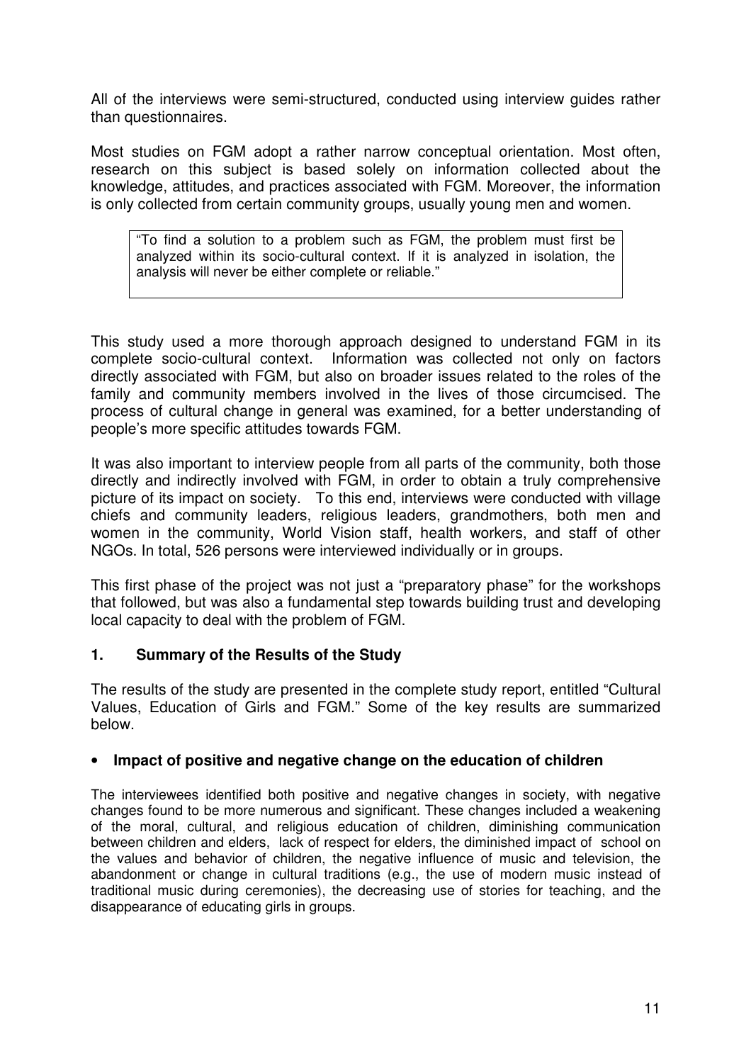All of the interviews were semi-structured, conducted using interview guides rather than questionnaires.

Most studies on FGM adopt a rather narrow conceptual orientation. Most often, research on this subject is based solely on information collected about the knowledge, attitudes, and practices associated with FGM. Moreover, the information is only collected from certain community groups, usually young men and women.

> "To find a solution to a problem such as FGM, the problem must first be analyzed within its socio-cultural context. If it is analyzed in isolation, the analysis will never be either complete or reliable."

This study used a more thorough approach designed to understand FGM in its complete socio-cultural context. Information was collected not only on factors directly associated with FGM, but also on broader issues related to the roles of the family and community members involved in the lives of those circumcised. The process of cultural change in general was examined, for a better understanding of people's more specific attitudes towards FGM.

It was also important to interview people from all parts of the community, both those directly and indirectly involved with FGM, in order to obtain a truly comprehensive picture of its impact on society. To this end, interviews were conducted with village chiefs and community leaders, religious leaders, grandmothers, both men and women in the community, World Vision staff, health workers, and staff of other NGOs. In total, 526 persons were interviewed individually or in groups.

This first phase of the project was not just a "preparatory phase" for the workshops that followed, but was also a fundamental step towards building trust and developing local capacity to deal with the problem of FGM.

## 1. Summary of the Results of the Study

The results of the study are presented in the complete study report, entitled "Cultural Values, Education of Girls and FGM." Some of the key results are summarized below.

- **Impact of positive and negative change on the education of children**

The interviewees identified both positive and negative changes in society, with negative changes found to be more numerous and significant. These changes included a weakening of the moral, cultural, and religious education of children, diminishing communication between children and elders, lack of respect for elders, the diminished impact of school on the values and behavior of children, the negative influence of music and television, the abandonment or change in cultural traditions (e.g., the use of modern music instead of traditional music during ceremonies), the decreasing use of stories for teaching, and the disappearance of educating girls in groups.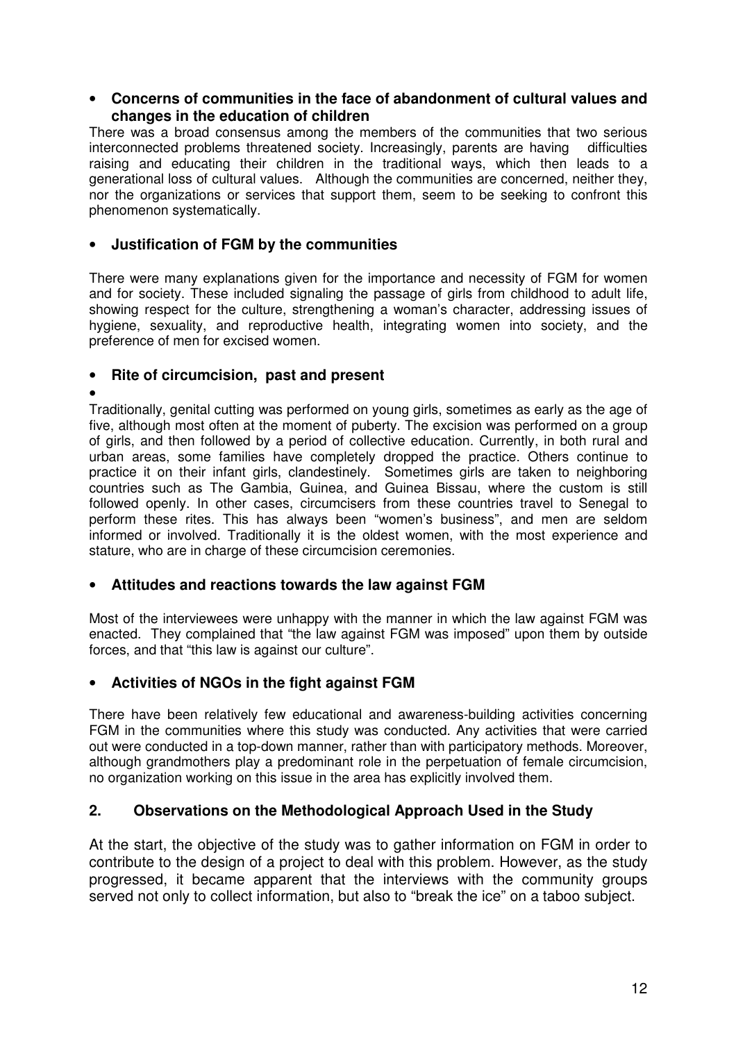- **Concerns of communities in the face of abandonment of cultural values and changes in the education of children**

There was a broad consensus among the members of the communities that two serious interconnected problems threatened society. Increasingly, parents are having difficulties raising and educating their children in the traditional ways, which then leads to a generational loss of cultural values. Although the communities are concerned, neither they, nor the organizations or services that support them, seem to be seeking to confront this phenomenon systematically.

- **Justification of FGM by the communities**

There were many explanations given for the importance and necessity of FGM for women and for society. These included signaling the passage of girls from childhood to adult life, showing respect for the culture, strengthening a woman's character, addressing issues of hygiene, sexuality, and reproductive health, integrating women into society, and the preference of men for excised women.

- **Rite of circumcision, past and present**

Traditionally, genital cutting was performed on young girls, sometimes as early as the age of five, although most often at the moment of puberty. The excision was performed on a group of girls, and then followed by a period of collective education. Currently, in both rural and urban areas, some families have completely dropped the practice. Others continue to practice it on their infant girls, clandestinely. Sometimes girls are taken to neighboring countries such as The Gambia, Guinea, and Guinea Bissau, where the custom is still followed openly. In other cases, circumcisers from these countries travel to Senegal to perform these rites. This has always been "women's business", and men are seldom informed or involved. Traditionally it is the oldest women, with the most experience and stature, who are in charge of these circumcision ceremonies.

- **Attitudes and reactions towards the law against FGM**

Most of the interviewees were unhappy with the manner in which the law against FGM was enacted. They complained that "the law against FGM was imposed" upon them by outside forces, and that "this law is against our culture".

- **Activities of NGOs in the fight against FGM**

There have been relatively few educational and awareness-building activities concerning FGM in the communities where this study was conducted. Any activities that were carried out were conducted in a top-down manner, rather than with participatory methods. Moreover, although grandmothers play a predominant role in the perpetuation of female circumcision, no organization working on this issue in the area has explicitly involved them.

## 2. Observations on the Methodological Approach Used in the Study

At the start, the objective of the study was to gather information on FGM in order to contribute to the design of a project to deal with this problem. However, as the study progressed, it became apparent that the interviews with the community groups served not only to collect information, but also to "break the ice" on a taboo subject.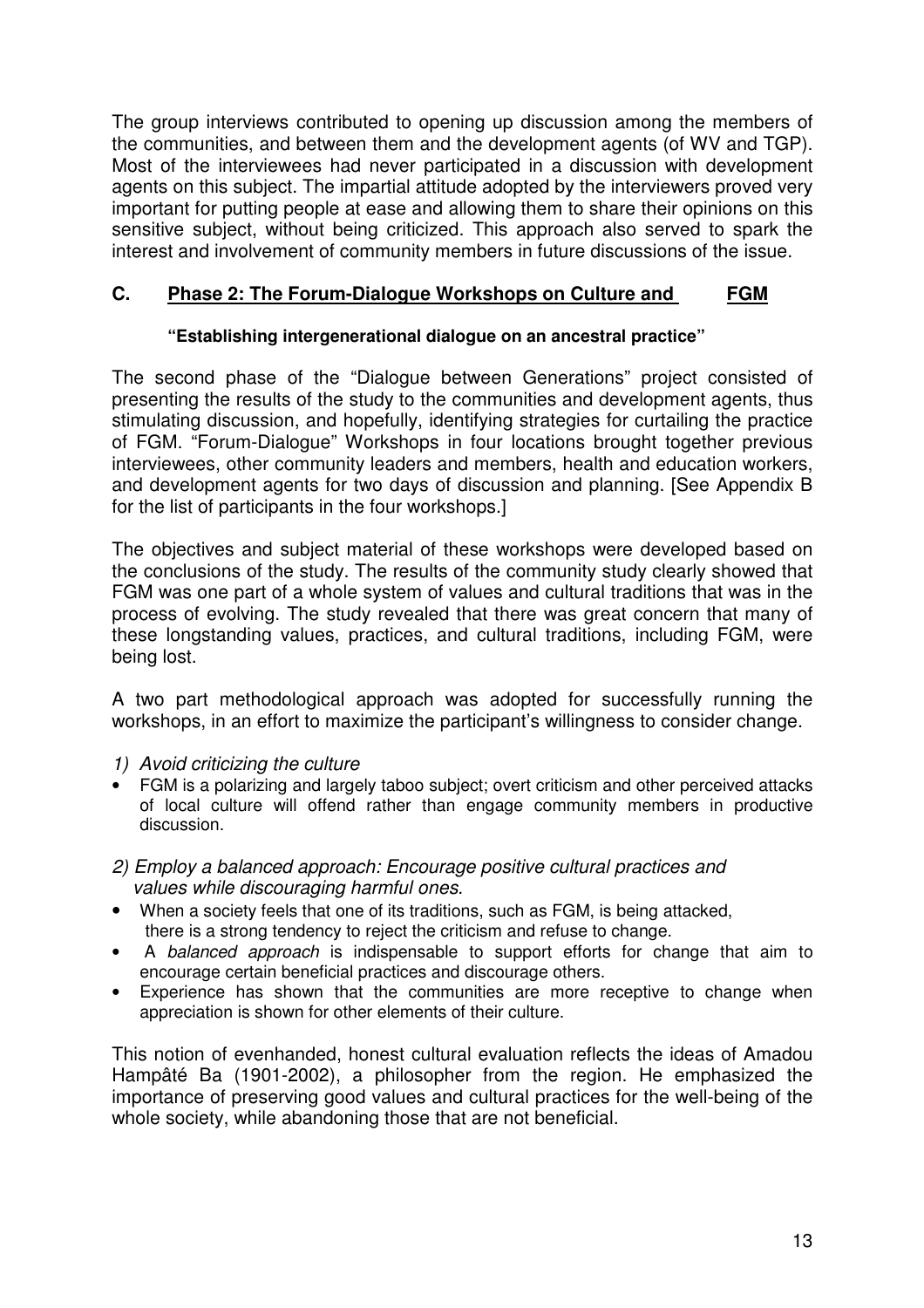The group interviews contributed to opening up discussion among the members of the communities, and between them and the development agents (of WV and TGP). Most of the interviewees had never participated in a discussion with development agents on this subject. The impartial attitude adopted by the interviewers proved very important for putting people at ease and allowing them to share their opinions on this sensitive subject, without being criticized. This approach also served to spark the interest and involvement of community members in future discussions of the issue.

## C. Phase 2: The Forum-Dialogue Workshops on Culture and FGM

**"Establishing intergenerational dialogue on an ancestral practice"**

The second phase of the "Dialogue between Generations" project consisted of presenting the results of the study to the communities and development agents, thus stimulating discussion, and hopefully, identifying strategies for curtailing the practice of FGM. "Forum-Dialogue" Workshops in four locations brought together previous interviewees, other community leaders and members, health and education workers, and development agents for two days of discussion and planning. [See Appendix B for the list of participants in the four workshops.]

The objectives and subject material of these workshops were developed based on the conclusions of the study. The results of the community study clearly showed that FGM was one part of a whole system of values and cultural traditions that was in the process of evolving. The study revealed that there was great concern that many of these longstanding values, practices, and cultural traditions, including FGM, were being lost.

A two part methodological approach was adopted for successfully running the workshops, in an effort to maximize the participant's willingness to consider change.

*1) Avoid criticizing the culture*

- FGM is a polarizing and largely taboo subject; overt criticism and other perceived attacks of local culture will offend rather than engage community members in productive discussion.

*2) Employ a balanced approach: Encourage positive cultural practices and values while discouraging harmful ones.*

- When a society feels that one of its traditions, such as FGM, is being attacked, there is a strong tendency to reject the criticism and refuse to change.
- A *balanced approach* is indispensable to support efforts for change that aim to encourage certain beneficial practices and discourage others.
- Experience has shown that the communities are more receptive to change when appreciation is shown for other elements of their culture.

This notion of evenhanded, honest cultural evaluation reflects the ideas of Amadou Hampâté Ba (1901-2002), a philosopher from the region. He emphasized the importance of preserving good values and cultural practices for the well-being of the whole society, while abandoning those that are not beneficial.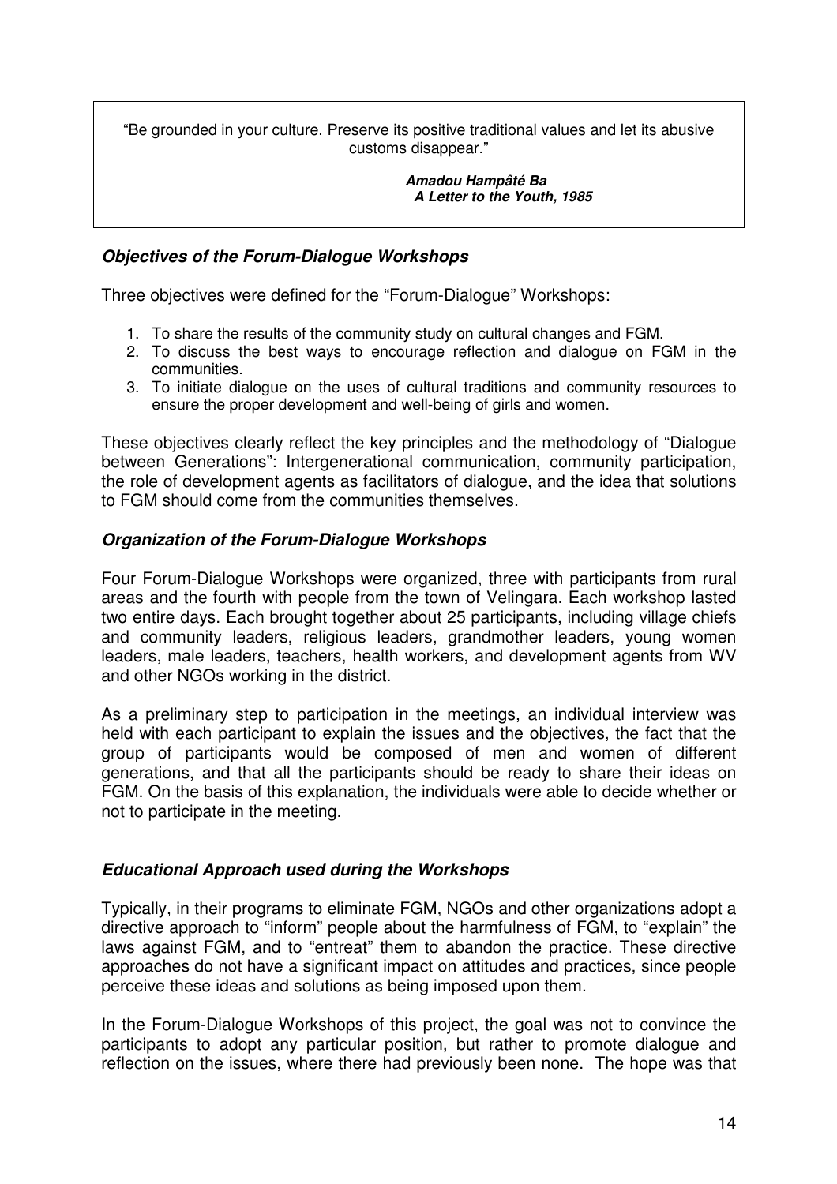> "Be grounded in your culture. Preserve its positive traditional values and let its abusive customs disappear."
>
> ***Amadou Hampâté Ba***
> ***A Letter to the Youth, 1985***

### *Objectives of the Forum-Dialogue Workshops*

Three objectives were defined for the "Forum-Dialogue" Workshops:

1. To share the results of the community study on cultural changes and FGM.
2. To discuss the best ways to encourage reflection and dialogue on FGM in the communities.
3. To initiate dialogue on the uses of cultural traditions and community resources to ensure the proper development and well-being of girls and women.

These objectives clearly reflect the key principles and the methodology of "Dialogue between Generations": Intergenerational communication, community participation, the role of development agents as facilitators of dialogue, and the idea that solutions to FGM should come from the communities themselves.

### *Organization of the Forum-Dialogue Workshops*

Four Forum-Dialogue Workshops were organized, three with participants from rural areas and the fourth with people from the town of Velingara. Each workshop lasted two entire days. Each brought together about 25 participants, including village chiefs and community leaders, religious leaders, grandmother leaders, young women leaders, male leaders, teachers, health workers, and development agents from WV and other NGOs working in the district.

As a preliminary step to participation in the meetings, an individual interview was held with each participant to explain the issues and the objectives, the fact that the group of participants would be composed of men and women of different generations, and that all the participants should be ready to share their ideas on FGM. On the basis of this explanation, the individuals were able to decide whether or not to participate in the meeting.

### *Educational Approach used during the Workshops*

Typically, in their programs to eliminate FGM, NGOs and other organizations adopt a directive approach to "inform" people about the harmfulness of FGM, to "explain" the laws against FGM, and to "entreat" them to abandon the practice. These directive approaches do not have a significant impact on attitudes and practices, since people perceive these ideas and solutions as being imposed upon them.

In the Forum-Dialogue Workshops of this project, the goal was not to convince the participants to adopt any particular position, but rather to promote dialogue and reflection on the issues, where there had previously been none. The hope was that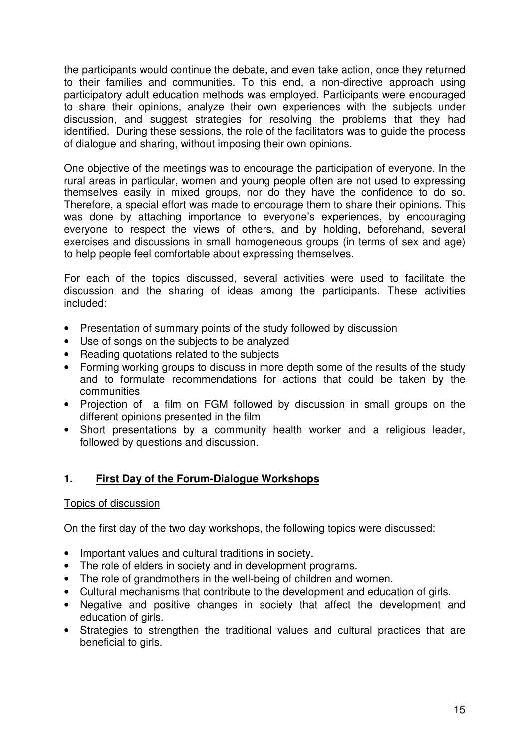the participants would continue the debate, and even take action, once they returned to their families and communities. To this end, a non-directive approach using participatory adult education methods was employed. Participants were encouraged to share their opinions, analyze their own experiences with the subjects under discussion, and suggest strategies for resolving the problems that they had identified. During these sessions, the role of the facilitators was to guide the process of dialogue and sharing, without imposing their own opinions.

One objective of the meetings was to encourage the participation of everyone. In the rural areas in particular, women and young people often are not used to expressing themselves easily in mixed groups, nor do they have the confidence to do so. Therefore, a special effort was made to encourage them to share their opinions. This was done by attaching importance to everyone's experiences, by encouraging everyone to respect the views of others, and by holding, beforehand, several exercises and discussions in small homogeneous groups (in terms of sex and age) to help people feel comfortable about expressing themselves.

For each of the topics discussed, several activities were used to facilitate the discussion and the sharing of ideas among the participants. These activities included:

- Presentation of summary points of the study followed by discussion
- Use of songs on the subjects to be analyzed
- Reading quotations related to the subjects
- Forming working groups to discuss in more depth some of the results of the study and to formulate recommendations for actions that could be taken by the communities
- Projection of a film on FGM followed by discussion in small groups on the different opinions presented in the film
- Short presentations by a community health worker and a religious leader, followed by questions and discussion.

## 1. First Day of the Forum-Dialogue Workshops

Topics of discussion

On the first day of the two day workshops, the following topics were discussed:

- Important values and cultural traditions in society.
- The role of elders in society and in development programs.
- The role of grandmothers in the well-being of children and women.
- Cultural mechanisms that contribute to the development and education of girls.
- Negative and positive changes in society that affect the development and education of girls.
- Strategies to strengthen the traditional values and cultural practices that are beneficial to girls.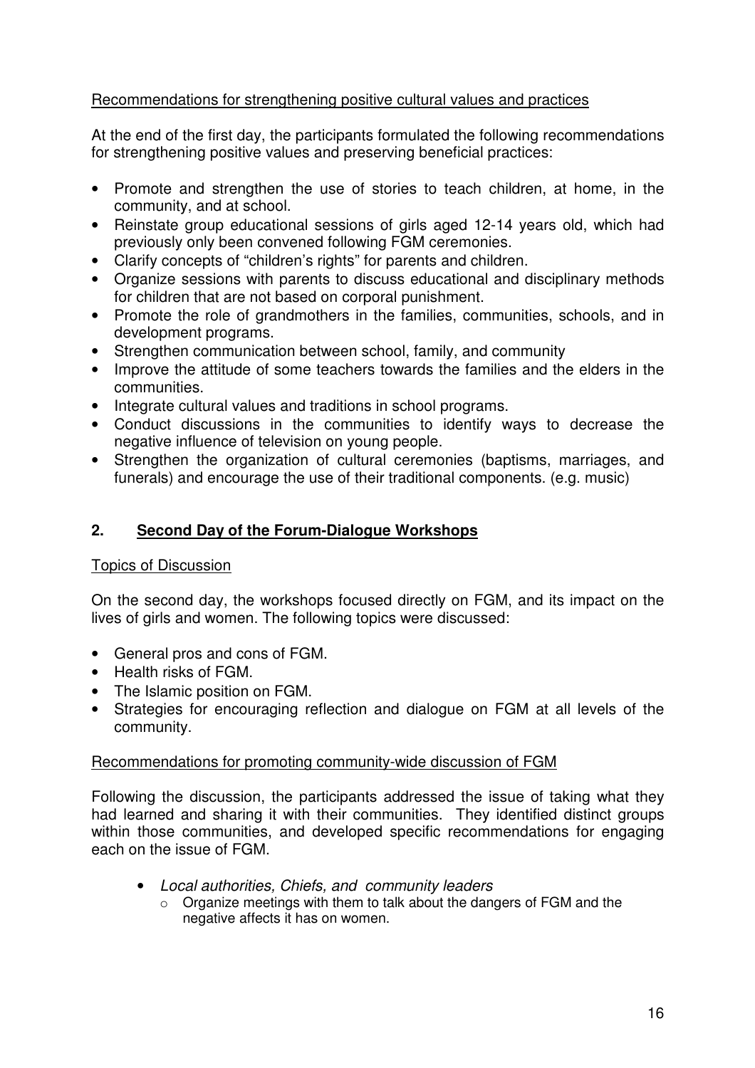Recommendations for strengthening positive cultural values and practices

At the end of the first day, the participants formulated the following recommendations for strengthening positive values and preserving beneficial practices:

- Promote and strengthen the use of stories to teach children, at home, in the community, and at school.
- Reinstate group educational sessions of girls aged 12-14 years old, which had previously only been convened following FGM ceremonies.
- Clarify concepts of "children's rights" for parents and children.
- Organize sessions with parents to discuss educational and disciplinary methods for children that are not based on corporal punishment.
- Promote the role of grandmothers in the families, communities, schools, and in development programs.
- Strengthen communication between school, family, and community
- Improve the attitude of some teachers towards the families and the elders in the communities.
- Integrate cultural values and traditions in school programs.
- Conduct discussions in the communities to identify ways to decrease the negative influence of television on young people.
- Strengthen the organization of cultural ceremonies (baptisms, marriages, and funerals) and encourage the use of their traditional components. (e.g. music)

## 2. Second Day of the Forum-Dialogue Workshops

Topics of Discussion

On the second day, the workshops focused directly on FGM, and its impact on the lives of girls and women. The following topics were discussed:

- General pros and cons of FGM.
- Health risks of FGM.
- The Islamic position on FGM.
- Strategies for encouraging reflection and dialogue on FGM at all levels of the community.

Recommendations for promoting community-wide discussion of FGM

Following the discussion, the participants addressed the issue of taking what they had learned and sharing it with their communities. They identified distinct groups within those communities, and developed specific recommendations for engaging each on the issue of FGM.

- *Local authorities, Chiefs, and community leaders*
  - Organize meetings with them to talk about the dangers of FGM and the negative affects it has on women.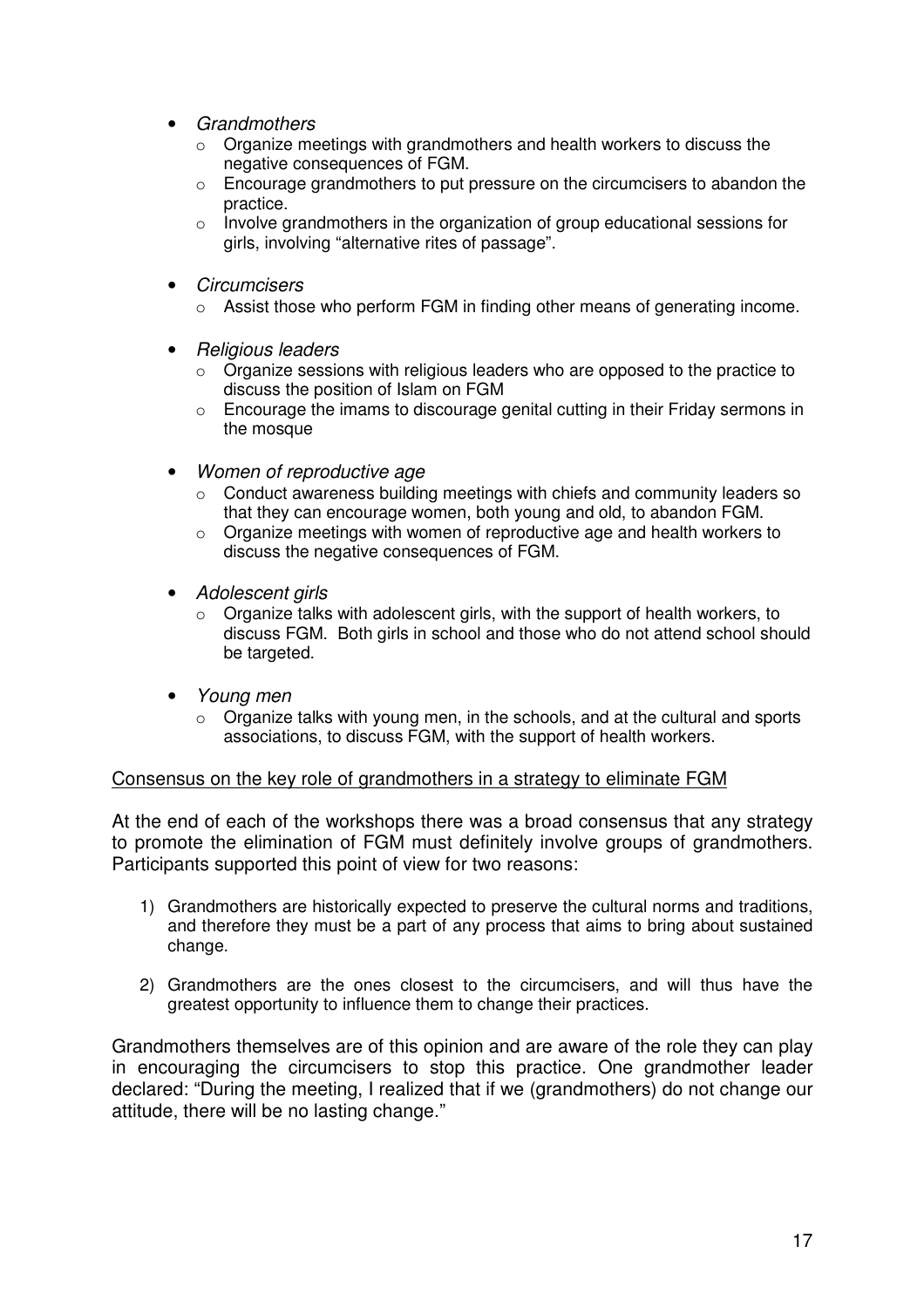- *Grandmothers*
  - Organize meetings with grandmothers and health workers to discuss the negative consequences of FGM.
  - Encourage grandmothers to put pressure on the circumcisers to abandon the practice.
  - Involve grandmothers in the organization of group educational sessions for girls, involving "alternative rites of passage".

- *Circumcisers*
  - Assist those who perform FGM in finding other means of generating income.

- *Religious leaders*
  - Organize sessions with religious leaders who are opposed to the practice to discuss the position of Islam on FGM
  - Encourage the imams to discourage genital cutting in their Friday sermons in the mosque

- *Women of reproductive age*
  - Conduct awareness building meetings with chiefs and community leaders so that they can encourage women, both young and old, to abandon FGM.
  - Organize meetings with women of reproductive age and health workers to discuss the negative consequences of FGM.

- *Adolescent girls*
  - Organize talks with adolescent girls, with the support of health workers, to discuss FGM. Both girls in school and those who do not attend school should be targeted.

- *Young men*
  - Organize talks with young men, in the schools, and at the cultural and sports associations, to discuss FGM, with the support of health workers.

<u>Consensus on the key role of grandmothers in a strategy to eliminate FGM</u>

At the end of each of the workshops there was a broad consensus that any strategy to promote the elimination of FGM must definitely involve groups of grandmothers. Participants supported this point of view for two reasons:

1) Grandmothers are historically expected to preserve the cultural norms and traditions, and therefore they must be a part of any process that aims to bring about sustained change.

2) Grandmothers are the ones closest to the circumcisers, and will thus have the greatest opportunity to influence them to change their practices.

Grandmothers themselves are of this opinion and are aware of the role they can play in encouraging the circumcisers to stop this practice. One grandmother leader declared: "During the meeting, I realized that if we (grandmothers) do not change our attitude, there will be no lasting change."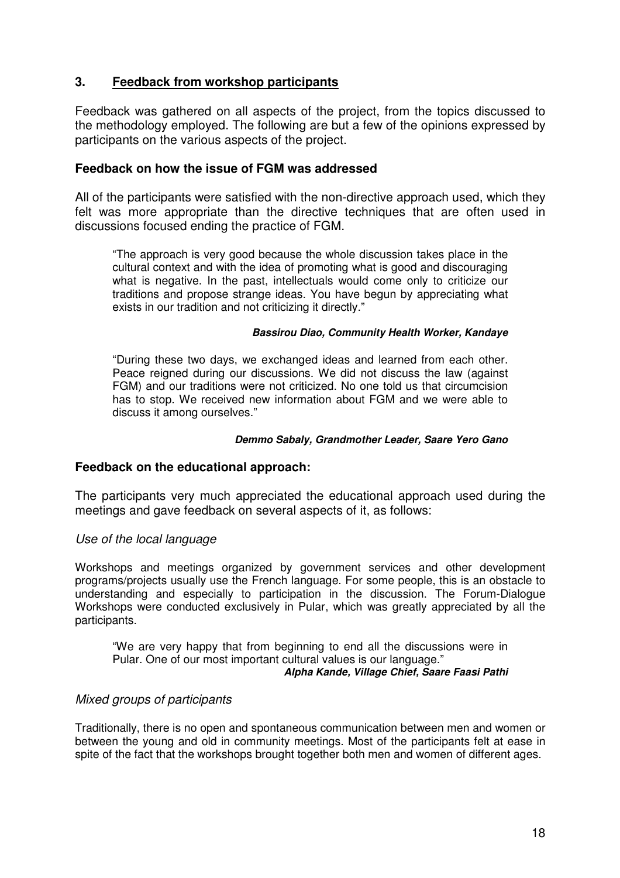## 3. Feedback from workshop participants

Feedback was gathered on all aspects of the project, from the topics discussed to the methodology employed. The following are but a few of the opinions expressed by participants on the various aspects of the project.

### Feedback on how the issue of FGM was addressed

All of the participants were satisfied with the non-directive approach used, which they felt was more appropriate than the directive techniques that are often used in discussions focused ending the practice of FGM.

> "The approach is very good because the whole discussion takes place in the cultural context and with the idea of promoting what is good and discouraging what is negative. In the past, intellectuals would come only to criticize our traditions and propose strange ideas. You have begun by appreciating what exists in our tradition and not criticizing it directly."
>
> ***Bassirou Diao, Community Health Worker, Kandaye***

> "During these two days, we exchanged ideas and learned from each other. Peace reigned during our discussions. We did not discuss the law (against FGM) and our traditions were not criticized. No one told us that circumcision has to stop. We received new information about FGM and we were able to discuss it among ourselves."
>
> ***Demmo Sabaly, Grandmother Leader, Saare Yero Gano***

### Feedback on the educational approach:

The participants very much appreciated the educational approach used during the meetings and gave feedback on several aspects of it, as follows:

#### *Use of the local language*

Workshops and meetings organized by government services and other development programs/projects usually use the French language. For some people, this is an obstacle to understanding and especially to participation in the discussion. The Forum-Dialogue Workshops were conducted exclusively in Pular, which was greatly appreciated by all the participants.

> "We are very happy that from beginning to end all the discussions were in Pular. One of our most important cultural values is our language."
>
> ***Alpha Kande, Village Chief, Saare Faasi Pathi***

#### *Mixed groups of participants*

Traditionally, there is no open and spontaneous communication between men and women or between the young and old in community meetings. Most of the participants felt at ease in spite of the fact that the workshops brought together both men and women of different ages.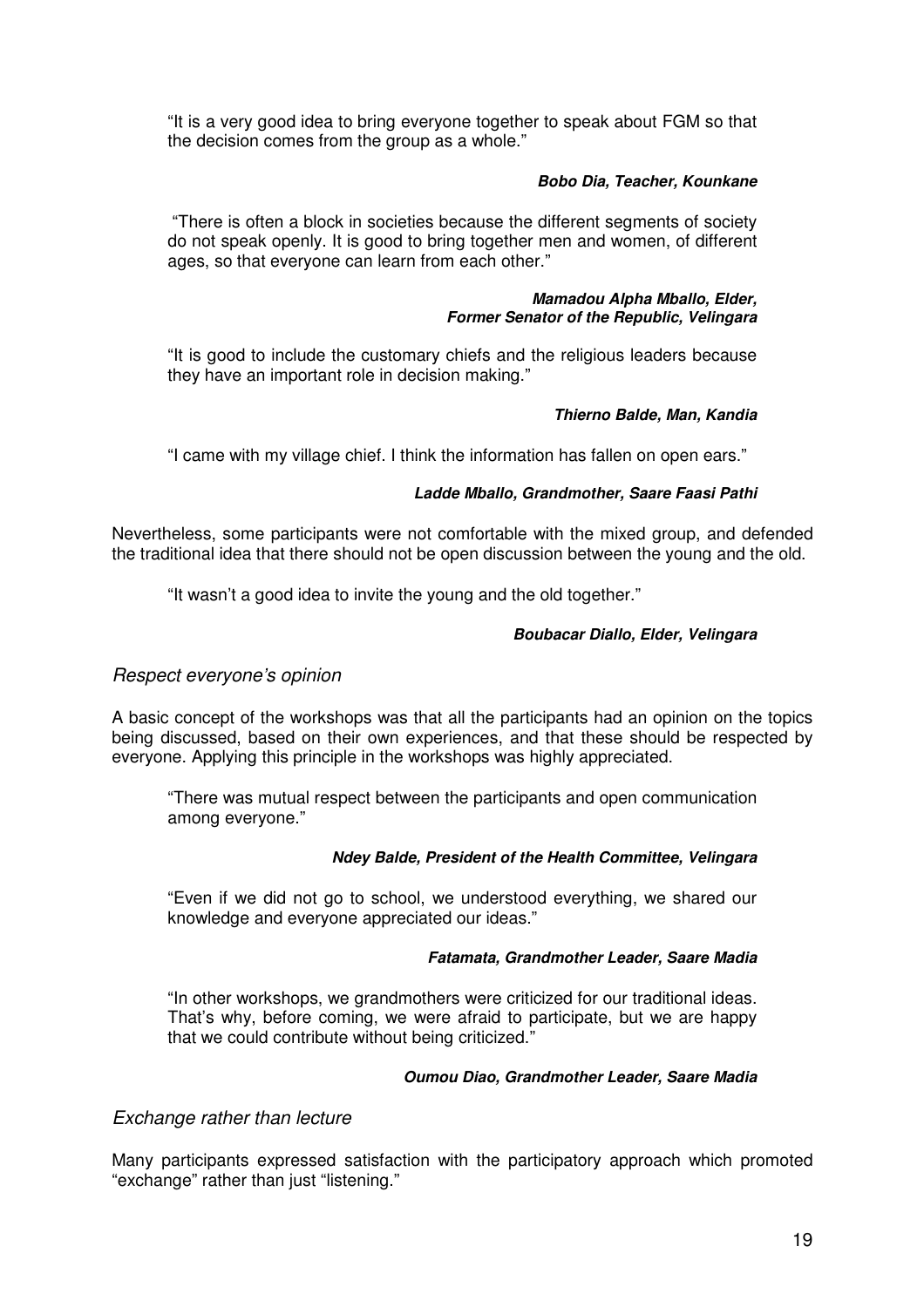> "It is a very good idea to bring everyone together to speak about FGM so that the decision comes from the group as a whole."
>
> ***Bobo Dia, Teacher, Kounkane***

> "There is often a block in societies because the different segments of society do not speak openly. It is good to bring together men and women, of different ages, so that everyone can learn from each other."
>
> ***Mamadou Alpha Mballo, Elder, Former Senator of the Republic, Velingara***

> "It is good to include the customary chiefs and the religious leaders because they have an important role in decision making."
>
> ***Thierno Balde, Man, Kandia***

> "I came with my village chief. I think the information has fallen on open ears."
>
> ***Ladde Mballo, Grandmother, Saare Faasi Pathi***

Nevertheless, some participants were not comfortable with the mixed group, and defended the traditional idea that there should not be open discussion between the young and the old.

> "It wasn't a good idea to invite the young and the old together."
>
> ***Boubacar Diallo, Elder, Velingara***

### *Respect everyone's opinion*

A basic concept of the workshops was that all the participants had an opinion on the topics being discussed, based on their own experiences, and that these should be respected by everyone. Applying this principle in the workshops was highly appreciated.

> "There was mutual respect between the participants and open communication among everyone."
>
> ***Ndey Balde, President of the Health Committee, Velingara***

> "Even if we did not go to school, we understood everything, we shared our knowledge and everyone appreciated our ideas."
>
> ***Fatamata, Grandmother Leader, Saare Madia***

> "In other workshops, we grandmothers were criticized for our traditional ideas. That's why, before coming, we were afraid to participate, but we are happy that we could contribute without being criticized."
>
> ***Oumou Diao, Grandmother Leader, Saare Madia***

### *Exchange rather than lecture*

Many participants expressed satisfaction with the participatory approach which promoted "exchange" rather than just "listening."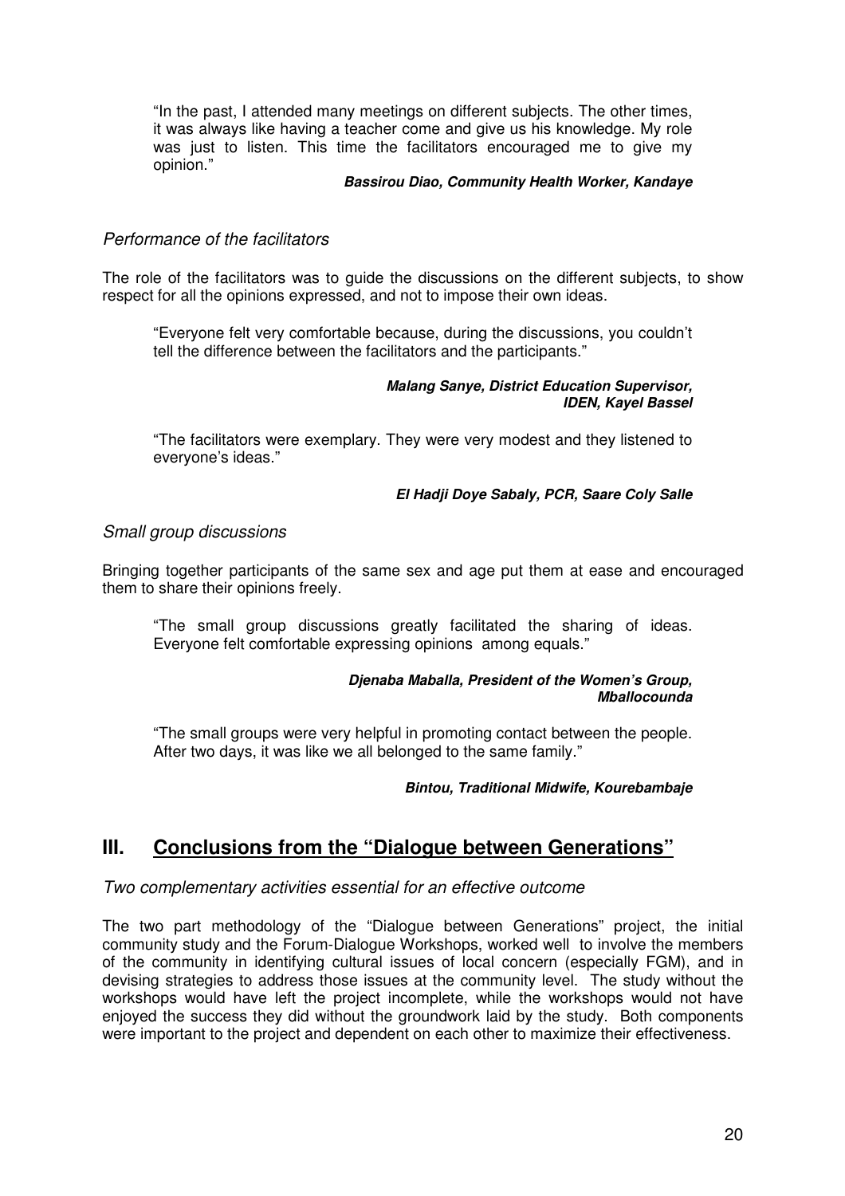> "In the past, I attended many meetings on different subjects. The other times, it was always like having a teacher come and give us his knowledge. My role was just to listen. This time the facilitators encouraged me to give my opinion."
>
> ***Bassirou Diao, Community Health Worker, Kandaye***

*Performance of the facilitators*

The role of the facilitators was to guide the discussions on the different subjects, to show respect for all the opinions expressed, and not to impose their own ideas.

> "Everyone felt very comfortable because, during the discussions, you couldn't tell the difference between the facilitators and the participants."
>
> ***Malang Sanye, District Education Supervisor, IDEN, Kayel Bassel***

> "The facilitators were exemplary. They were very modest and they listened to everyone's ideas."
>
> ***El Hadji Doye Sabaly, PCR, Saare Coly Salle***

*Small group discussions*

Bringing together participants of the same sex and age put them at ease and encouraged them to share their opinions freely.

> "The small group discussions greatly facilitated the sharing of ideas. Everyone felt comfortable expressing opinions among equals."
>
> ***Djenaba Maballa, President of the Women's Group, Mballocounda***

> "The small groups were very helpful in promoting contact between the people. After two days, it was like we all belonged to the same family."
>
> ***Bintou, Traditional Midwife, Kourebambaje***

## III. Conclusions from the "Dialogue between Generations"

*Two complementary activities essential for an effective outcome*

The two part methodology of the "Dialogue between Generations" project, the initial community study and the Forum-Dialogue Workshops, worked well to involve the members of the community in identifying cultural issues of local concern (especially FGM), and in devising strategies to address those issues at the community level. The study without the workshops would have left the project incomplete, while the workshops would not have enjoyed the success they did without the groundwork laid by the study. Both components were important to the project and dependent on each other to maximize their effectiveness.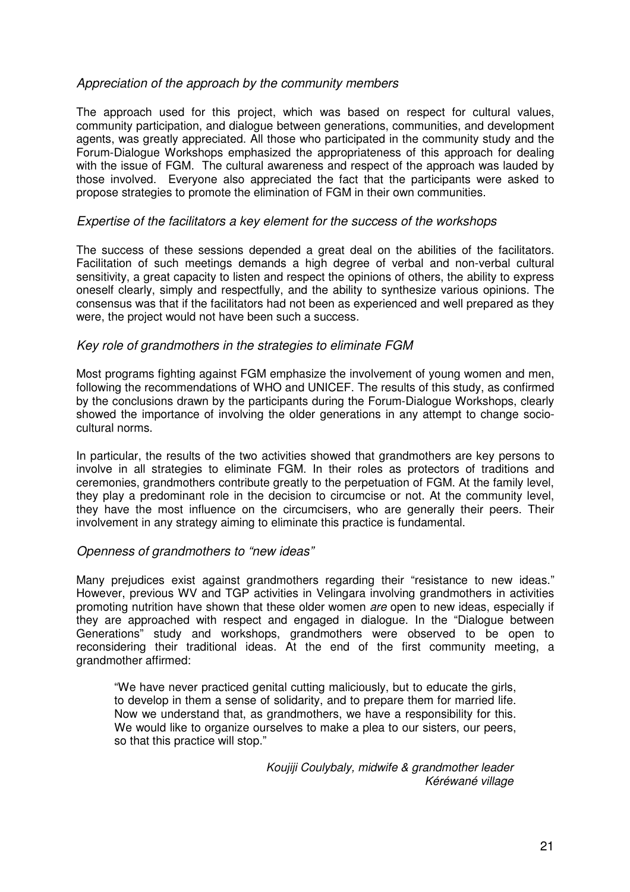*Appreciation of the approach by the community members*

The approach used for this project, which was based on respect for cultural values, community participation, and dialogue between generations, communities, and development agents, was greatly appreciated. All those who participated in the community study and the Forum-Dialogue Workshops emphasized the appropriateness of this approach for dealing with the issue of FGM. The cultural awareness and respect of the approach was lauded by those involved. Everyone also appreciated the fact that the participants were asked to propose strategies to promote the elimination of FGM in their own communities.

*Expertise of the facilitators a key element for the success of the workshops*

The success of these sessions depended a great deal on the abilities of the facilitators. Facilitation of such meetings demands a high degree of verbal and non-verbal cultural sensitivity, a great capacity to listen and respect the opinions of others, the ability to express oneself clearly, simply and respectfully, and the ability to synthesize various opinions. The consensus was that if the facilitators had not been as experienced and well prepared as they were, the project would not have been such a success.

*Key role of grandmothers in the strategies to eliminate FGM*

Most programs fighting against FGM emphasize the involvement of young women and men, following the recommendations of WHO and UNICEF. The results of this study, as confirmed by the conclusions drawn by the participants during the Forum-Dialogue Workshops, clearly showed the importance of involving the older generations in any attempt to change socio-cultural norms.

In particular, the results of the two activities showed that grandmothers are key persons to involve in all strategies to eliminate FGM. In their roles as protectors of traditions and ceremonies, grandmothers contribute greatly to the perpetuation of FGM. At the family level, they play a predominant role in the decision to circumcise or not. At the community level, they have the most influence on the circumcisers, who are generally their peers. Their involvement in any strategy aiming to eliminate this practice is fundamental.

*Openness of grandmothers to "new ideas"*

Many prejudices exist against grandmothers regarding their "resistance to new ideas." However, previous WV and TGP activities in Velingara involving grandmothers in activities promoting nutrition have shown that these older women *are* open to new ideas, especially if they are approached with respect and engaged in dialogue. In the "Dialogue between Generations" study and workshops, grandmothers were observed to be open to reconsidering their traditional ideas. At the end of the first community meeting, a grandmother affirmed:

> "We have never practiced genital cutting maliciously, but to educate the girls, to develop in them a sense of solidarity, and to prepare them for married life. Now we understand that, as grandmothers, we have a responsibility for this. We would like to organize ourselves to make a plea to our sisters, our peers, so that this practice will stop."
>
> *Koujiji Coulybaly, midwife & grandmother leader*
> *Kéréwané village*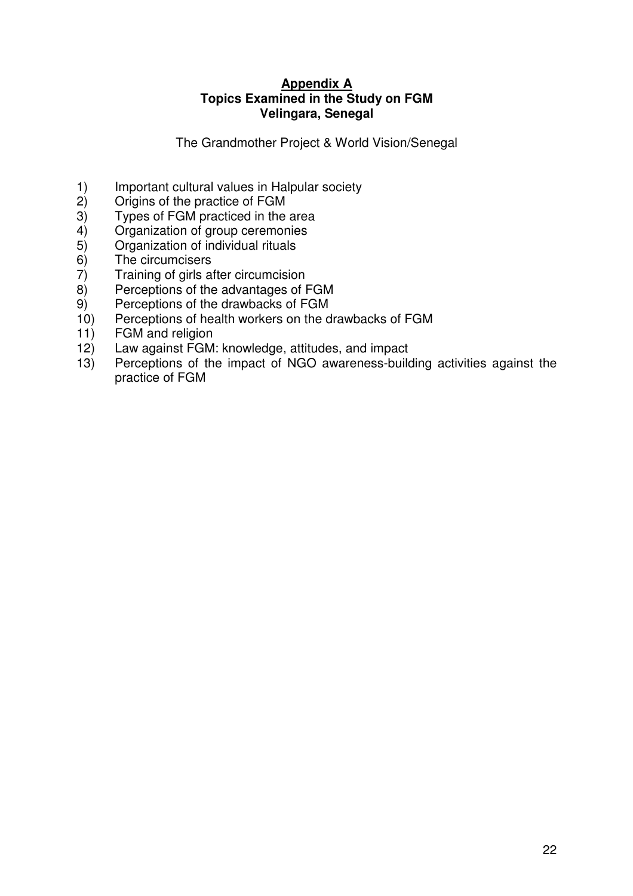## Appendix A
### Topics Examined in the Study on FGM
### Velingara, Senegal

The Grandmother Project & World Vision/Senegal

1) Important cultural values in Halpular society
2) Origins of the practice of FGM
3) Types of FGM practiced in the area
4) Organization of group ceremonies
5) Organization of individual rituals
6) The circumcisers
7) Training of girls after circumcision
8) Perceptions of the advantages of FGM
9) Perceptions of the drawbacks of FGM
10) Perceptions of health workers on the drawbacks of FGM
11) FGM and religion
12) Law against FGM: knowledge, attitudes, and impact
13) Perceptions of the impact of NGO awareness-building activities against the practice of FGM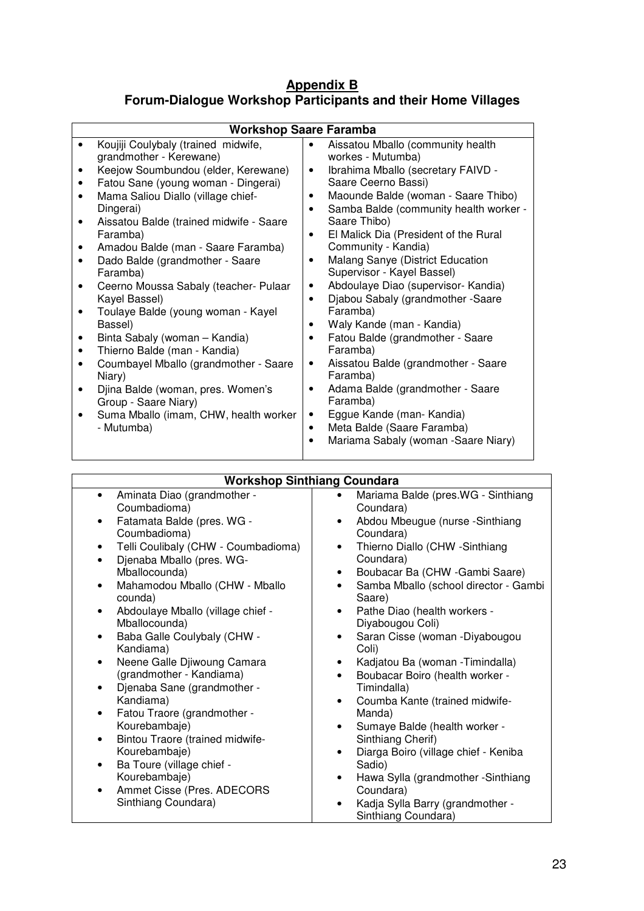# Appendix B
## Forum-Dialogue Workshop Participants and their Home Villages

### Workshop Saare Faramba

- Koujiji Coulybaly (trained midwife, grandmother - Kerewane)
- Keejow Soumbundou (elder, Kerewane)
- Fatou Sane (young woman - Dingerai)
- Mama Saliou Diallo (village chief- Dingerai)
- Aissatou Balde (trained midwife - Saare Faramba)
- Amadou Balde (man - Saare Faramba)
- Dado Balde (grandmother - Saare Faramba)
- Ceerno Moussa Sabaly (teacher- Pulaar Kayel Bassel)
- Toulaye Balde (young woman - Kayel Bassel)
- Binta Sabaly (woman – Kandia)
- Thierno Balde (man - Kandia)
- Coumbayel Mballo (grandmother - Saare Niary)
- Djina Balde (woman, pres. Women's Group - Saare Niary)
- Suma Mballo (imam, CHW, health worker - Mutumba)
- Aissatou Mballo (community health workes - Mutumba)
- Ibrahima Mballo (secretary FAIVD - Saare Ceerno Bassi)
- Maounde Balde (woman - Saare Thibo)
- Samba Balde (community health worker - Saare Thibo)
- El Malick Dia (President of the Rural Community - Kandia)
- Malang Sanye (District Education Supervisor - Kayel Bassel)
- Abdoulaye Diao (supervisor- Kandia)
- Djabou Sabaly (grandmother -Saare Faramba)
- Waly Kande (man - Kandia)
- Fatou Balde (grandmother - Saare Faramba)
- Aissatou Balde (grandmother - Saare Faramba)
- Adama Balde (grandmother - Saare Faramba)
- Eggue Kande (man- Kandia)
- Meta Balde (Saare Faramba)
- Mariama Sabaly (woman -Saare Niary)

### Workshop Sinthiang Coundara

- Aminata Diao (grandmother - Coumbadioma)
- Fatamata Balde (pres. WG - Coumbadioma)
- Telli Coulibaly (CHW - Coumbadioma)
- Djenaba Mballo (pres. WG- Mballocounda)
- Mahamodou Mballo (CHW - Mballo counda)
- Abdoulaye Mballo (village chief - Mballocounda)
- Baba Galle Coulybaly (CHW - Kandiama)
- Neene Galle Djiwoung Camara (grandmother - Kandiama)
- Djenaba Sane (grandmother - Kandiama)
- Fatou Traore (grandmother - Kourebambaje)
- Bintou Traore (trained midwife- Kourebambaje)
- Ba Toure (village chief - Kourebambaje)
- Ammet Cisse (Pres. ADECORS Sinthiang Coundara)
- Mariama Balde (pres.WG - Sinthiang Coundara)
- Abdou Mbeugue (nurse -Sinthiang Coundara)
- Thierno Diallo (CHW -Sinthiang Coundara)
- Boubacar Ba (CHW -Gambi Saare)
- Samba Mballo (school director - Gambi Saare)
- Pathe Diao (health workers - Diyabougou Coli)
- Saran Cisse (woman -Diyabougou Coli)
- Kadjatou Ba (woman -Timindalla)
- Boubacar Boiro (health worker - Timindalla)
- Coumba Kante (trained midwife- Manda)
- Sumaye Balde (health worker - Sinthiang Cherif)
- Diarga Boiro (village chief - Keniba Sadio)
- Hawa Sylla (grandmother -Sinthiang Coundara)
- Kadja Sylla Barry (grandmother - Sinthiang Coundara)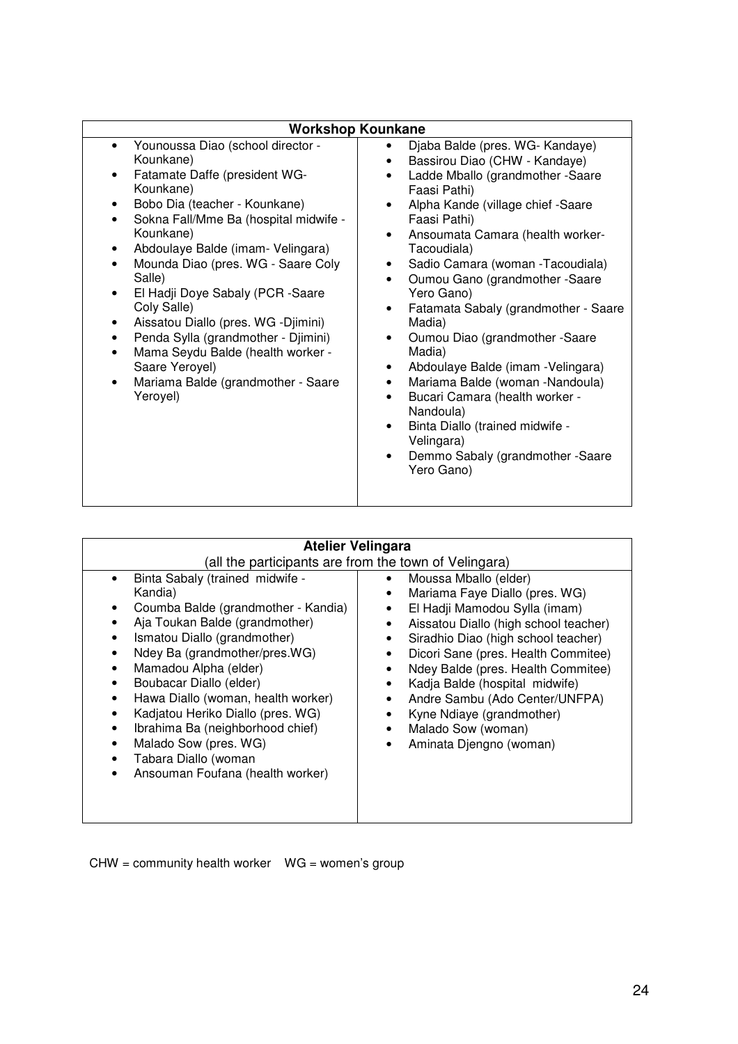| Workshop Kounkane | |
|---|---|
| • Younoussa Diao (school director - Kounkane)<br>• Fatamate Daffe (president WG-Kounkane)<br>• Bobo Dia (teacher - Kounkane)<br>• Sokna Fall/Mme Ba (hospital midwife - Kounkane)<br>• Abdoulaye Balde (imam- Velingara)<br>• Mounda Diao (pres. WG - Saare Coly Salle)<br>• El Hadji Doye Sabaly (PCR -Saare Coly Salle)<br>• Aissatou Diallo (pres. WG -Djimini)<br>• Penda Sylla (grandmother - Djimini)<br>• Mama Seydu Balde (health worker - Saare Yeroyel)<br>• Mariama Balde (grandmother - Saare Yeroyel) | • Djaba Balde (pres. WG- Kandaye)<br>• Bassirou Diao (CHW - Kandaye)<br>• Ladde Mballo (grandmother -Saare Faasi Pathi)<br>• Alpha Kande (village chief -Saare Faasi Pathi)<br>• Ansoumata Camara (health worker- Tacoudiala)<br>• Sadio Camara (woman -Tacoudiala)<br>• Oumou Gano (grandmother -Saare Yero Gano)<br>• Fatamata Sabaly (grandmother - Saare Madia)<br>• Oumou Diao (grandmother -Saare Madia)<br>• Abdoulaye Balde (imam -Velingara)<br>• Mariama Balde (woman -Nandoula)<br>• Bucari Camara (health worker - Nandoula)<br>• Binta Diallo (trained midwife - Velingara)<br>• Demmo Sabaly (grandmother -Saare Yero Gano) |

| Atelier Velingara (all the participants are from the town of Velingara) | |
|---|---|
| • Binta Sabaly (trained midwife - Kandia)<br>• Coumba Balde (grandmother - Kandia)<br>• Aja Toukan Balde (grandmother)<br>• Ismatou Diallo (grandmother)<br>• Ndey Ba (grandmother/pres.WG)<br>• Mamadou Alpha (elder)<br>• Boubacar Diallo (elder)<br>• Hawa Diallo (woman, health worker)<br>• Kadjatou Heriko Diallo (pres. WG)<br>• Ibrahima Ba (neighborhood chief)<br>• Malado Sow (pres. WG)<br>• Tabara Diallo (woman<br>• Ansouman Foufana (health worker) | • Moussa Mballo (elder)<br>• Mariama Faye Diallo (pres. WG)<br>• El Hadji Mamodou Sylla (imam)<br>• Aissatou Diallo (high school teacher)<br>• Siradhio Diao (high school teacher)<br>• Dicori Sane (pres. Health Commitee)<br>• Ndey Balde (pres. Health Commitee)<br>• Kadja Balde (hospital midwife)<br>• Andre Sambu (Ado Center/UNFPA)<br>• Kyne Ndiaye (grandmother)<br>• Malado Sow (woman)<br>• Aminata Djengno (woman) |

CHW = community health worker WG = women's group